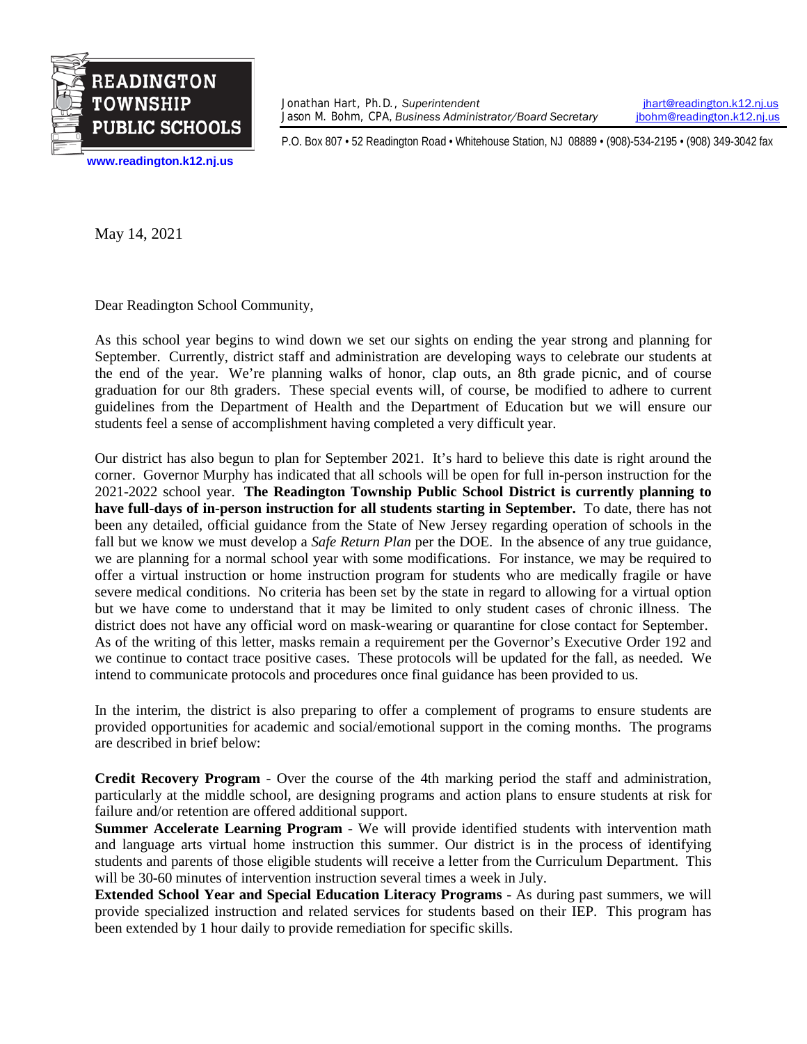**READINGTON TOWNSHIP PUBLIC SCHOOLS**

www.readington.k12.nj.us

Jonathan Hart, Ph.D., *Superintendent* jhart@readington.k12.nj.us
Jason M. Bohm, CPA, *Business Administrator/Board Secretary* jbohm@readington.k12.nj.us

P.O. Box 807 • 52 Readington Road • Whitehouse Station, NJ 08889 • (908)-534-2195 • (908) 349-3042 fax

May 14, 2021

Dear Readington School Community,

As this school year begins to wind down we set our sights on ending the year strong and planning for September. Currently, district staff and administration are developing ways to celebrate our students at the end of the year. We're planning walks of honor, clap outs, an 8th grade picnic, and of course graduation for our 8th graders. These special events will, of course, be modified to adhere to current guidelines from the Department of Health and the Department of Education but we will ensure our students feel a sense of accomplishment having completed a very difficult year.

Our district has also begun to plan for September 2021. It's hard to believe this date is right around the corner. Governor Murphy has indicated that all schools will be open for full in-person instruction for the 2021-2022 school year. **The Readington Township Public School District is currently planning to have full-days of in-person instruction for all students starting in September.** To date, there has not been any detailed, official guidance from the State of New Jersey regarding operation of schools in the fall but we know we must develop a *Safe Return Plan* per the DOE. In the absence of any true guidance, we are planning for a normal school year with some modifications. For instance, we may be required to offer a virtual instruction or home instruction program for students who are medically fragile or have severe medical conditions. No criteria has been set by the state in regard to allowing for a virtual option but we have come to understand that it may be limited to only student cases of chronic illness. The district does not have any official word on mask-wearing or quarantine for close contact for September. As of the writing of this letter, masks remain a requirement per the Governor's Executive Order 192 and we continue to contact trace positive cases. These protocols will be updated for the fall, as needed. We intend to communicate protocols and procedures once final guidance has been provided to us.

In the interim, the district is also preparing to offer a complement of programs to ensure students are provided opportunities for academic and social/emotional support in the coming months. The programs are described in brief below:

**Credit Recovery Program** - Over the course of the 4th marking period the staff and administration, particularly at the middle school, are designing programs and action plans to ensure students at risk for failure and/or retention are offered additional support.

**Summer Accelerate Learning Program** - We will provide identified students with intervention math and language arts virtual home instruction this summer. Our district is in the process of identifying students and parents of those eligible students will receive a letter from the Curriculum Department. This will be 30-60 minutes of intervention instruction several times a week in July.

**Extended School Year and Special Education Literacy Programs** - As during past summers, we will provide specialized instruction and related services for students based on their IEP. This program has been extended by 1 hour daily to provide remediation for specific skills.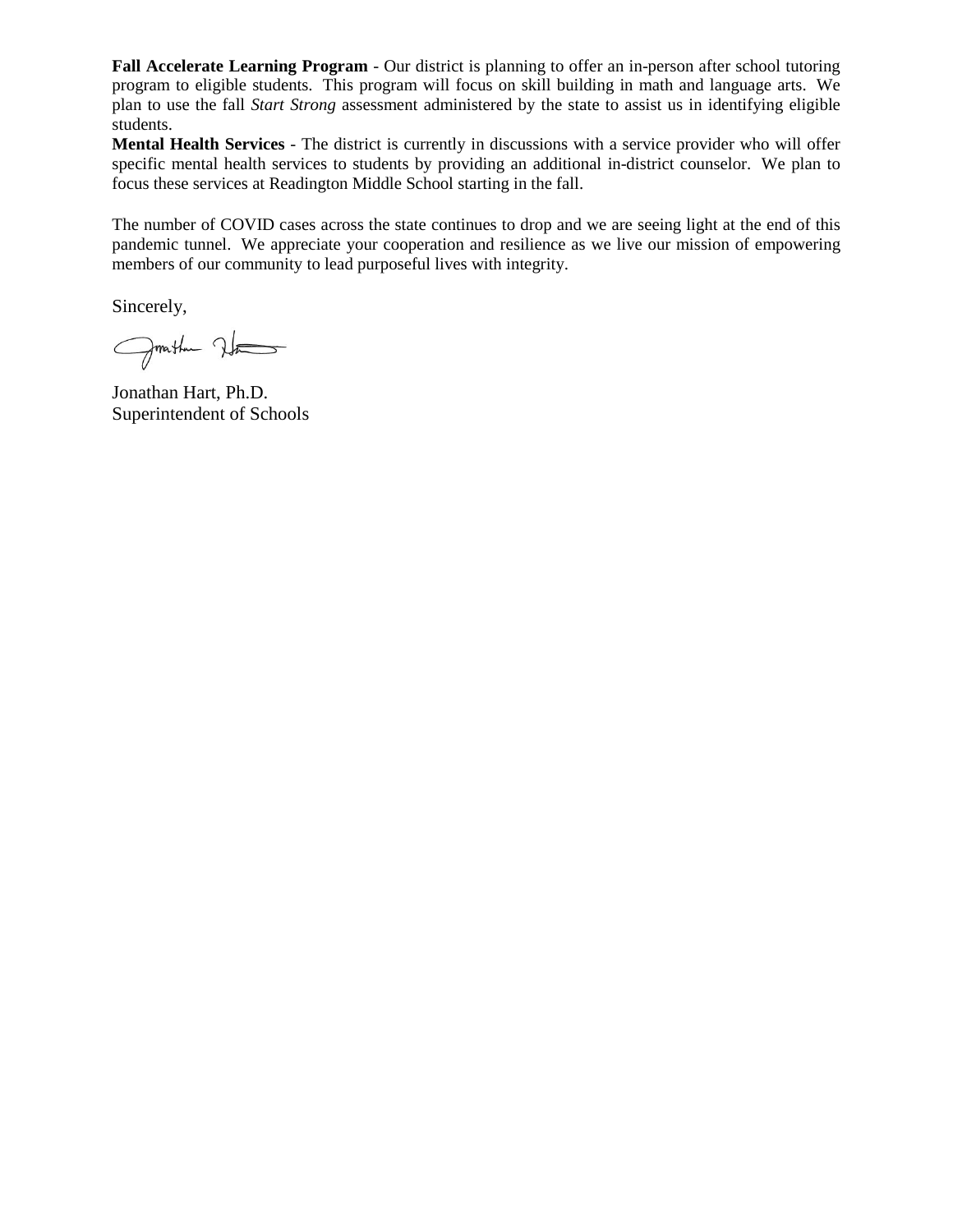**Fall Accelerate Learning Program** - Our district is planning to offer an in-person after school tutoring program to eligible students. This program will focus on skill building in math and language arts. We plan to use the fall *Start Strong* assessment administered by the state to assist us in identifying eligible students.

**Mental Health Services** - The district is currently in discussions with a service provider who will offer specific mental health services to students by providing an additional in-district counselor. We plan to focus these services at Readington Middle School starting in the fall.

The number of COVID cases across the state continues to drop and we are seeing light at the end of this pandemic tunnel. We appreciate your cooperation and resilience as we live our mission of empowering members of our community to lead purposeful lives with integrity.

Sincerely,

Jonathan Hart, Ph.D.
Superintendent of Schools